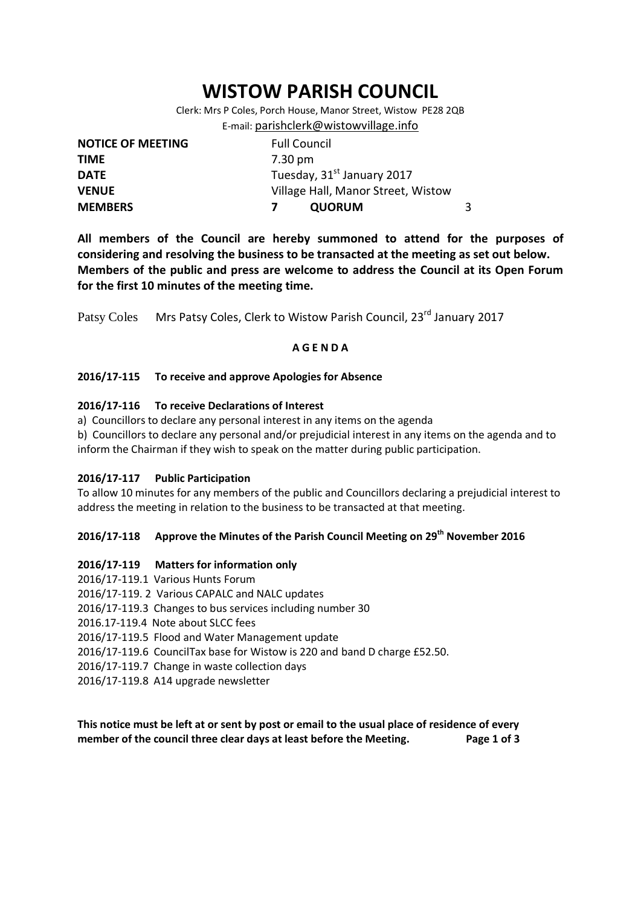# WISTOW PARISH COUNCIL

Clerk: Mrs P Coles, Porch House, Manor Street, Wistow PE28 2QB

E-mail: parishclerk@wistowvillage.info

| | | | |
|---|---|---|---|
| **NOTICE OF MEETING** | Full Council | | |
| **TIME** | 7.30 pm | | |
| **DATE** | Tuesday, 31st January 2017 | | |
| **VENUE** | Village Hall, Manor Street, Wistow | | |
| **MEMBERS** | **7** | **QUORUM** | 3 |

**All members of the Council are hereby summoned to attend for the purposes of considering and resolving the business to be transacted at the meeting as set out below. Members of the public and press are welcome to address the Council at its Open Forum for the first 10 minutes of the meeting time.**

Patsy Coles Mrs Patsy Coles, Clerk to Wistow Parish Council, 23rd January 2017

**A G E N D A**

### 2016/17-115 To receive and approve Apologies for Absence

### 2016/17-116 To receive Declarations of Interest

a) Councillors to declare any personal interest in any items on the agenda

b) Councillors to declare any personal and/or prejudicial interest in any items on the agenda and to inform the Chairman if they wish to speak on the matter during public participation.

### 2016/17-117 Public Participation

To allow 10 minutes for any members of the public and Councillors declaring a prejudicial interest to address the meeting in relation to the business to be transacted at that meeting.

### 2016/17-118 Approve the Minutes of the Parish Council Meeting on 29th November 2016

### 2016/17-119 Matters for information only

2016/17-119.1 Various Hunts Forum

2016/17-119. 2 Various CAPALC and NALC updates

2016/17-119.3 Changes to bus services including number 30

2016.17-119.4 Note about SLCC fees

2016/17-119.5 Flood and Water Management update

2016/17-119.6 CouncilTax base for Wistow is 220 and band D charge £52.50.

2016/17-119.7 Change in waste collection days

2016/17-119.8 A14 upgrade newsletter

**This notice must be left at or sent by post or email to the usual place of residence of every member of the council three clear days at least before the Meeting.**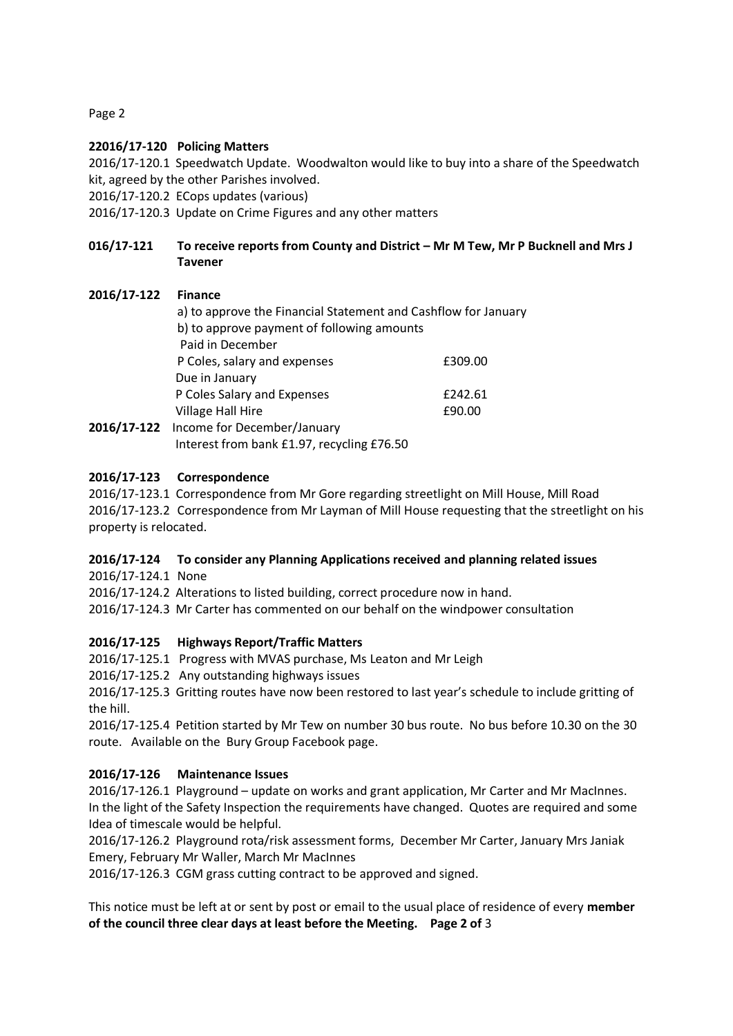**22016/17-120 Policing Matters**

2016/17-120.1 Speedwatch Update. Woodwalton would like to buy into a share of the Speedwatch kit, agreed by the other Parishes involved.

2016/17-120.2 ECops updates (various)

2016/17-120.3 Update on Crime Figures and any other matters

**016/17-121 To receive reports from County and District – Mr M Tew, Mr P Bucknell and Mrs J Tavener**

**2016/17-122 Finance**

a) to approve the Financial Statement and Cashflow for January

b) to approve payment of following amounts

| | |
|---|---|
| Paid in December | |
| P Coles, salary and expenses | £309.00 |
| Due in January | |
| P Coles Salary and Expenses | £242.61 |
| Village Hall Hire | £90.00 |

**2016/17-122** Income for December/January

Interest from bank £1.97, recycling £76.50

**2016/17-123 Correspondence**

2016/17-123.1 Correspondence from Mr Gore regarding streetlight on Mill House, Mill Road

2016/17-123.2 Correspondence from Mr Layman of Mill House requesting that the streetlight on his property is relocated.

**2016/17-124 To consider any Planning Applications received and planning related issues**

2016/17-124.1 None

2016/17-124.2 Alterations to listed building, correct procedure now in hand.

2016/17-124.3 Mr Carter has commented on our behalf on the windpower consultation

**2016/17-125 Highways Report/Traffic Matters**

2016/17-125.1 Progress with MVAS purchase, Ms Leaton and Mr Leigh

2016/17-125.2 Any outstanding highways issues

2016/17-125.3 Gritting routes have now been restored to last year's schedule to include gritting of the hill.

2016/17-125.4 Petition started by Mr Tew on number 30 bus route. No bus before 10.30 on the 30 route. Available on the Bury Group Facebook page.

**2016/17-126 Maintenance Issues**

2016/17-126.1 Playground – update on works and grant application, Mr Carter and Mr MacInnes. In the light of the Safety Inspection the requirements have changed. Quotes are required and some Idea of timescale would be helpful.

2016/17-126.2 Playground rota/risk assessment forms, December Mr Carter, January Mrs Janiak Emery, February Mr Waller, March Mr MacInnes

2016/17-126.3 CGM grass cutting contract to be approved and signed.

This notice must be left at or sent by post or email to the usual place of residence of every **member of the council three clear days at least before the Meeting.**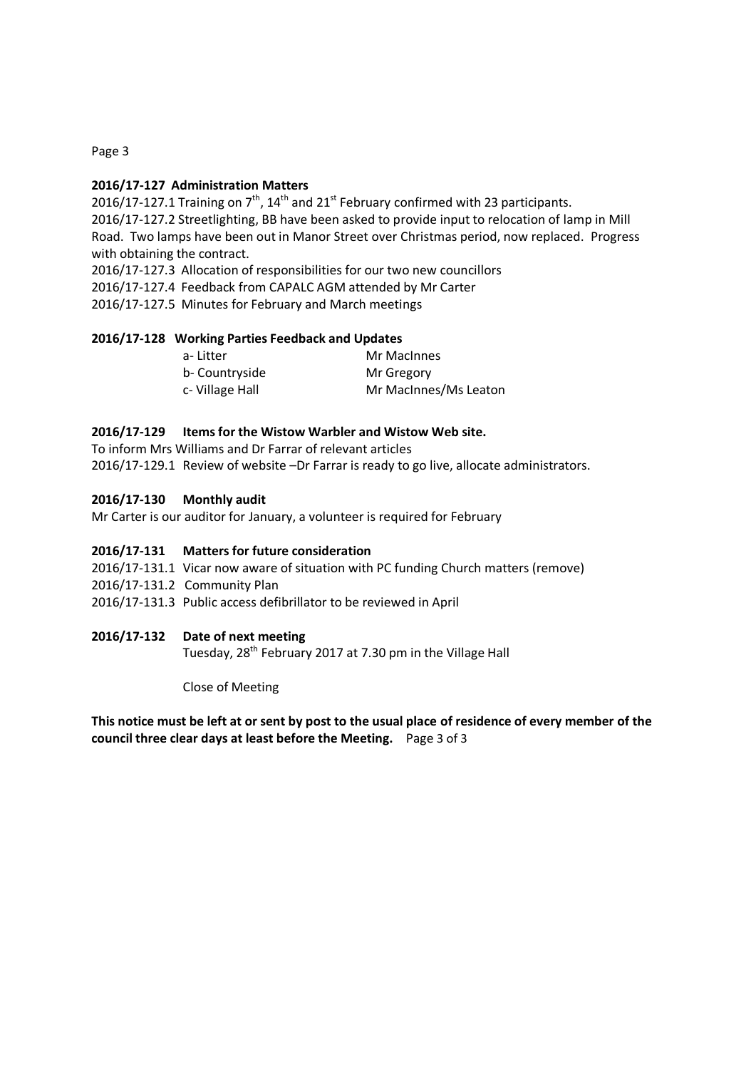**2016/17-127 Administration Matters**

2016/17-127.1 Training on 7th, 14th and 21st February confirmed with 23 participants.
2016/17-127.2 Streetlighting, BB have been asked to provide input to relocation of lamp in Mill Road. Two lamps have been out in Manor Street over Christmas period, now replaced. Progress with obtaining the contract.
2016/17-127.3 Allocation of responsibilities for our two new councillors
2016/17-127.4 Feedback from CAPALC AGM attended by Mr Carter
2016/17-127.5 Minutes for February and March meetings

**2016/17-128 Working Parties Feedback and Updates**

| | |
|---|---|
| a- Litter | Mr MacInnes |
| b- Countryside | Mr Gregory |
| c- Village Hall | Mr MacInnes/Ms Leaton |

**2016/17-129 Items for the Wistow Warbler and Wistow Web site.**

To inform Mrs Williams and Dr Farrar of relevant articles
2016/17-129.1 Review of website –Dr Farrar is ready to go live, allocate administrators.

**2016/17-130 Monthly audit**

Mr Carter is our auditor for January, a volunteer is required for February

**2016/17-131 Matters for future consideration**

2016/17-131.1 Vicar now aware of situation with PC funding Church matters (remove)
2016/17-131.2 Community Plan
2016/17-131.3 Public access defibrillator to be reviewed in April

**2016/17-132 Date of next meeting**

Tuesday, 28th February 2017 at 7.30 pm in the Village Hall

Close of Meeting

**This notice must be left at or sent by post to the usual place of residence of every member of the council three clear days at least before the Meeting.**